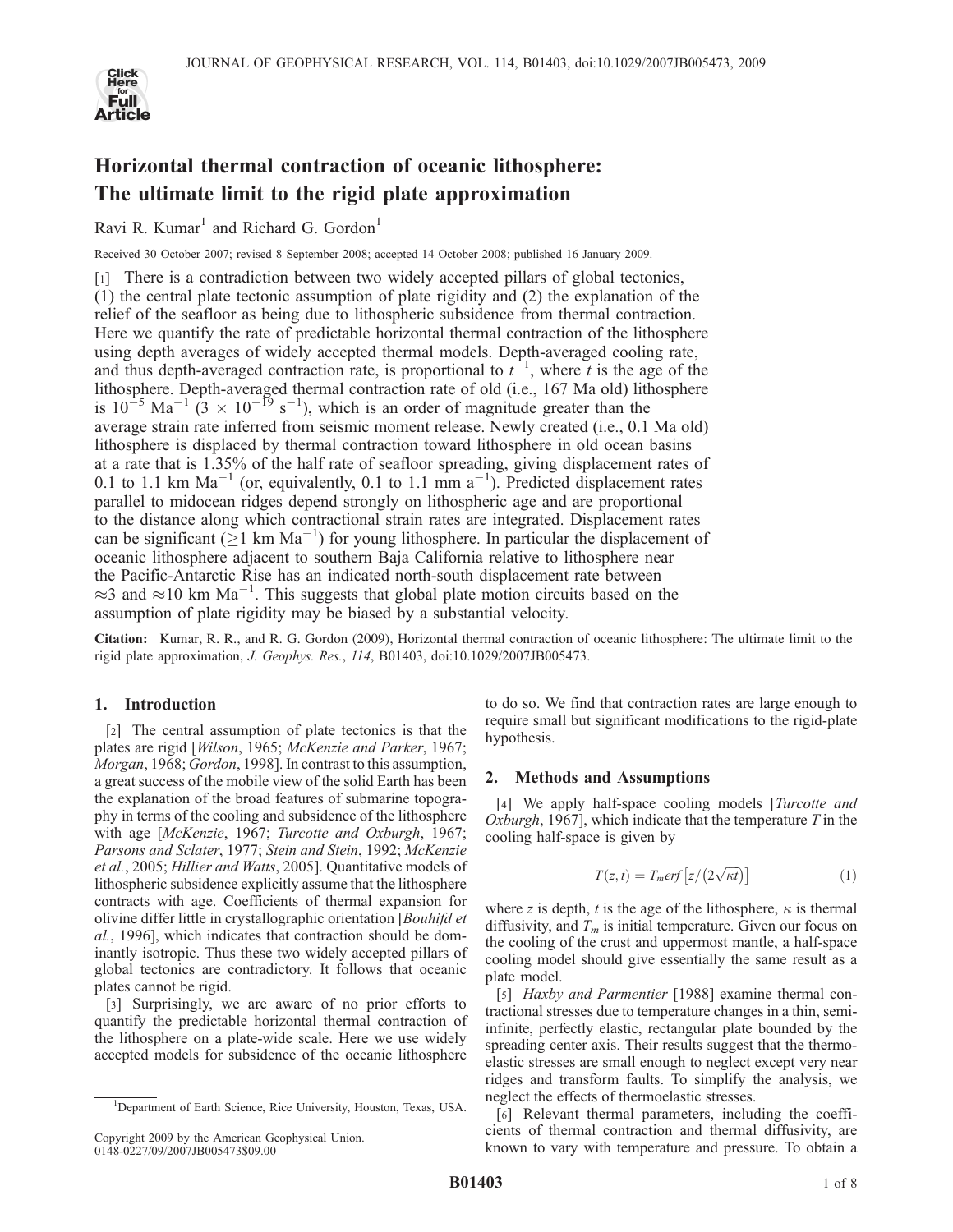# Horizontal thermal contraction of oceanic lithosphere: The ultimate limit to the rigid plate approximation

Ravi R. Kumar[1] and Richard G. Gordon[1]

Received 30 October 2007; revised 8 September 2008; accepted 14 October 2008; published 16 January 2009.

[1] There is a contradiction between two widely accepted pillars of global tectonics, (1) the central plate tectonic assumption of plate rigidity and (2) the explanation of the relief of the seafloor as being due to lithospheric subsidence from thermal contraction. Here we quantify the rate of predictable horizontal thermal contraction of the lithosphere using depth averages of widely accepted thermal models. Depth-averaged cooling rate, and thus depth-averaged contraction rate, is proportional to $t^{-1}$, where $t$ is the age of the lithosphere. Depth-averaged thermal contraction rate of old (i.e., 167 Ma old) lithosphere is $10^{-5}$ Ma$^{-1}$ ($3 \times 10^{-19}$ s$^{-1}$), which is an order of magnitude greater than the average strain rate inferred from seismic moment release. Newly created (i.e., 0.1 Ma old) lithosphere is displaced by thermal contraction toward lithosphere in old ocean basins at a rate that is 1.35% of the half rate of seafloor spreading, giving displacement rates of 0.1 to 1.1 km Ma$^{-1}$ (or, equivalently, 0.1 to 1.1 mm a$^{-1}$). Predicted displacement rates parallel to midocean ridges depend strongly on lithospheric age and are proportional to the distance along which contractional strain rates are integrated. Displacement rates can be significant ($\geq$1 km Ma$^{-1}$) for young lithosphere. In particular the displacement of oceanic lithosphere adjacent to southern Baja California relative to lithosphere near the Pacific-Antarctic Rise has an indicated north-south displacement rate between $\approx$3 and $\approx$10 km Ma$^{-1}$. This suggests that global plate motion circuits based on the assumption of plate rigidity may be biased by a substantial velocity.

**Citation:** Kumar, R. R., and R. G. Gordon (2009), Horizontal thermal contraction of oceanic lithosphere: The ultimate limit to the rigid plate approximation, *J. Geophys. Res.*, *114*, B01403, doi:10.1029/2007JB005473.

## 1. Introduction

[2] The central assumption of plate tectonics is that the plates are rigid [*Wilson*, 1965; *McKenzie and Parker*, 1967; *Morgan*, 1968; *Gordon*, 1998]. In contrast to this assumption, a great success of the mobile view of the solid Earth has been the explanation of the broad features of submarine topography in terms of the cooling and subsidence of the lithosphere with age [*McKenzie*, 1967; *Turcotte and Oxburgh*, 1967; *Parsons and Sclater*, 1977; *Stein and Stein*, 1992; *McKenzie et al.*, 2005; *Hillier and Watts*, 2005]. Quantitative models of lithospheric subsidence explicitly assume that the lithosphere contracts with age. Coefficients of thermal expansion for olivine differ little in crystallographic orientation [*Bouhifd et al.*, 1996], which indicates that contraction should be dominantly isotropic. Thus these two widely accepted pillars of global tectonics are contradictory. It follows that oceanic plates cannot be rigid.

[3] Surprisingly, we are aware of no prior efforts to quantify the predictable horizontal thermal contraction of the lithosphere on a plate-wide scale. Here we use widely accepted models for subsidence of the oceanic lithosphere to do so. We find that contraction rates are large enough to require small but significant modifications to the rigid-plate hypothesis.

## 2. Methods and Assumptions

[4] We apply half-space cooling models [*Turcotte and Oxburgh*, 1967], which indicate that the temperature $T$ in the cooling half-space is given by

$$T(z,t) = T_m erf\left[z/\left(2\sqrt{\kappa t}\right)\right] \tag{1}$$

where $z$ is depth, $t$ is the age of the lithosphere, $\kappa$ is thermal diffusivity, and $T_m$ is initial temperature. Given our focus on the cooling of the crust and uppermost mantle, a half-space cooling model should give essentially the same result as a plate model.

[5] *Haxby and Parmentier* [1988] examine thermal contractional stresses due to temperature changes in a thin, semi-infinite, perfectly elastic, rectangular plate bounded by the spreading center axis. Their results suggest that the thermoelastic stresses are small enough to neglect except very near ridges and transform faults. To simplify the analysis, we neglect the effects of thermoelastic stresses.

[6] Relevant thermal parameters, including the coefficients of thermal contraction and thermal diffusivity, are known to vary with temperature and pressure. To obtain a

[1]Department of Earth Science, Rice University, Houston, Texas, USA.

Copyright 2009 by the American Geophysical Union.
0148-0227/09/2007JB005473$09.00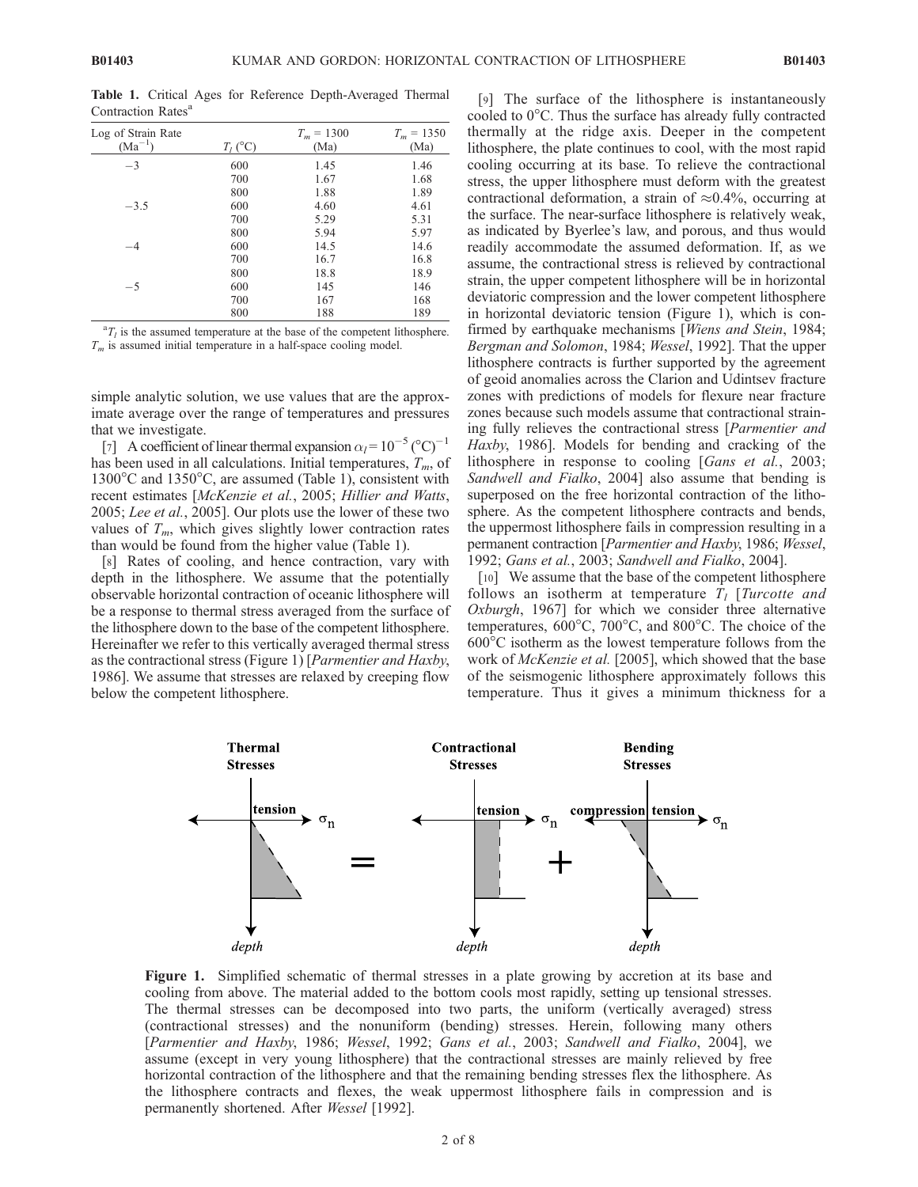**Table 1.** Critical Ages for Reference Depth-Averaged Thermal Contraction Rates[a]

| Log of Strain Rate ($Ma^{-1}$) | $T_l$ (°C) | $T_m$ = 1300 (Ma) | $T_m$ = 1350 (Ma) |
|---|---|---|---|
| −3 | 600 | 1.45 | 1.46 |
| | 700 | 1.67 | 1.68 |
| | 800 | 1.88 | 1.89 |
| −3.5 | 600 | 4.60 | 4.61 |
| | 700 | 5.29 | 5.31 |
| | 800 | 5.94 | 5.97 |
| −4 | 600 | 14.5 | 14.6 |
| | 700 | 16.7 | 16.8 |
| | 800 | 18.8 | 18.9 |
| −5 | 600 | 145 | 146 |
| | 700 | 167 | 168 |
| | 800 | 188 | 189 |

[a]$T_l$ is the assumed temperature at the base of the competent lithosphere. $T_m$ is assumed initial temperature in a half-space cooling model.

simple analytic solution, we use values that are the approximate average over the range of temperatures and pressures that we investigate.

[7] A coefficient of linear thermal expansion $\alpha_l = 10^{-5}$ (°C)$^{-1}$ has been used in all calculations. Initial temperatures, $T_m$, of 1300°C and 1350°C, are assumed (Table 1), consistent with recent estimates [*McKenzie et al.*, 2005; *Hillier and Watts*, 2005; *Lee et al.*, 2005]. Our plots use the lower of these two values of $T_m$, which gives slightly lower contraction rates than would be found from the higher value (Table 1).

[8] Rates of cooling, and hence contraction, vary with depth in the lithosphere. We assume that the potentially observable horizontal contraction of oceanic lithosphere will be a response to thermal stress averaged from the surface of the lithosphere down to the base of the competent lithosphere. Hereinafter we refer to this vertically averaged thermal stress as the contractional stress (Figure 1) [*Parmentier and Haxby*, 1986]. We assume that stresses are relaxed by creeping flow below the competent lithosphere.

[9] The surface of the lithosphere is instantaneously cooled to 0°C. Thus the surface has already fully contracted thermally at the ridge axis. Deeper in the competent lithosphere, the plate continues to cool, with the most rapid cooling occurring at its base. To relieve the contractional stress, the upper lithosphere must deform with the greatest contractional deformation, a strain of ≈0.4%, occurring at the surface. The near-surface lithosphere is relatively weak, as indicated by Byerlee's law, and porous, and thus would readily accommodate the assumed deformation. If, as we assume, the contractional stress is relieved by contractional strain, the upper competent lithosphere will be in horizontal deviatoric compression and the lower competent lithosphere in horizontal deviatoric tension (Figure 1), which is confirmed by earthquake mechanisms [*Wiens and Stein*, 1984; *Bergman and Solomon*, 1984; *Wessel*, 1992]. That the upper lithosphere contracts is further supported by the agreement of geoid anomalies across the Clarion and Udintsev fracture zones with predictions of models for flexure near fracture zones because such models assume that contractional straining fully relieves the contractional stress [*Parmentier and Haxby*, 1986]. Models for bending and cracking of the lithosphere in response to cooling [*Gans et al.*, 2003; *Sandwell and Fialko*, 2004] also assume that bending is superposed on the free horizontal contraction of the lithosphere. As the competent lithosphere contracts and bends, the uppermost lithosphere fails in compression resulting in a permanent contraction [*Parmentier and Haxby*, 1986; *Wessel*, 1992; *Gans et al.*, 2003; *Sandwell and Fialko*, 2004].

[10] We assume that the base of the competent lithosphere follows an isotherm at temperature $T_l$ [*Turcotte and Oxburgh*, 1967] for which we consider three alternative temperatures, 600°C, 700°C, and 800°C. The choice of the 600°C isotherm as the lowest temperature follows from the work of *McKenzie et al.* [2005], which showed that the base of the seismogenic lithosphere approximately follows this temperature. Thus it gives a minimum thickness for a

**Figure 1.** Simplified schematic of thermal stresses in a plate growing by accretion at its base and cooling from above. The material added to the bottom cools most rapidly, setting up tensional stresses. The thermal stresses can be decomposed into two parts, the uniform (vertically averaged) stress (contractional stresses) and the nonuniform (bending) stresses. Herein, following many others [*Parmentier and Haxby*, 1986; *Wessel*, 1992; *Gans et al.*, 2003; *Sandwell and Fialko*, 2004], we assume (except in very young lithosphere) that the contractional stresses are mainly relieved by free horizontal contraction of the lithosphere and that the remaining bending stresses flex the lithosphere. As the lithosphere contracts and flexes, the weak uppermost lithosphere fails in compression and is permanently shortened. After *Wessel* [1992].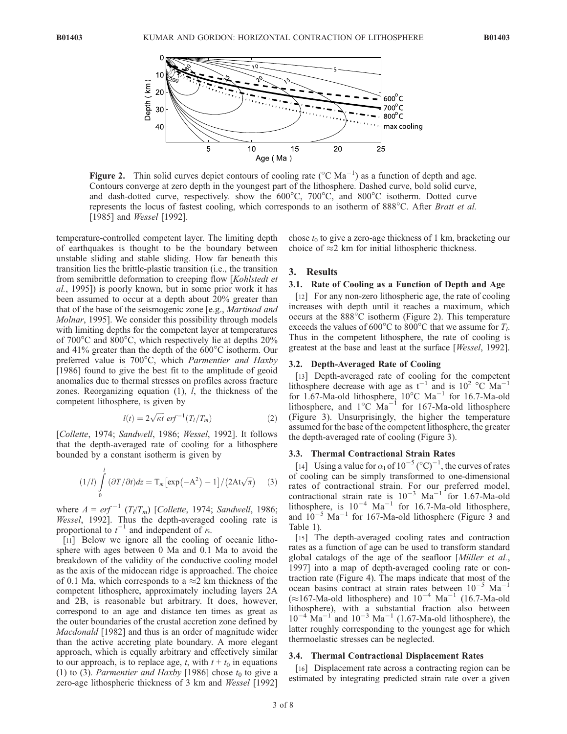**Figure 2.** Thin solid curves depict contours of cooling rate (°C $Ma^{-1}$) as a function of depth and age. Contours converge at zero depth in the youngest part of the lithosphere. Dashed curve, bold solid curve, and dash-dotted curve, respectively. show the 600°C, 700°C, and 800°C isotherm. Dotted curve represents the locus of fastest cooling, which corresponds to an isotherm of 888°C. After *Bratt et al.* [1985] and *Wessel* [1992].

temperature-controlled competent layer. The limiting depth of earthquakes is thought to be the boundary between unstable sliding and stable sliding. How far beneath this transition lies the brittle-plastic transition (i.e., the transition from semibrittle deformation to creeping flow [*Kohlstedt et al.*, 1995]) is poorly known, but in some prior work it has been assumed to occur at a depth about 20% greater than that of the base of the seismogenic zone [e.g., *Martinod and Molnar*, 1995]. We consider this possibility through models with limiting depths for the competent layer at temperatures of 700°C and 800°C, which respectively lie at depths 20% and 41% greater than the depth of the 600°C isotherm. Our preferred value is 700°C, which *Parmentier and Haxby* [1986] found to give the best fit to the amplitude of geoid anomalies due to thermal stresses on profiles across fracture zones. Reorganizing equation (1), $l$, the thickness of the competent lithosphere, is given by

$$l(t) = 2\sqrt{\kappa t}\ erf^{-1}(T_l/T_m) \quad (2)$$

[*Collette*, 1974; *Sandwell*, 1986; *Wessel*, 1992]. It follows that the depth-averaged rate of cooling for a lithosphere bounded by a constant isotherm is given by

$$(1/l)\int_0^l (\partial T/\partial t)dz = T_m\left[\exp\left(-A^2\right) - 1\right]/\left(2At\sqrt{\pi}\right) \quad (3)$$

where $A = erf^{-1}\ (T_l/T_m)$ [*Collette*, 1974; *Sandwell*, 1986; *Wessel*, 1992]. Thus the depth-averaged cooling rate is proportional to $t^{-1}$ and independent of $\kappa$.

[11] Below we ignore all the cooling of oceanic lithosphere with ages between 0 Ma and 0.1 Ma to avoid the breakdown of the validity of the conductive cooling model as the axis of the midocean ridge is approached. The choice of 0.1 Ma, which corresponds to a ≈2 km thickness of the competent lithosphere, approximately including layers 2A and 2B, is reasonable but arbitrary. It does, however, correspond to an age and distance ten times as great as the outer boundaries of the crustal accretion zone defined by *Macdonald* [1982] and thus is an order of magnitude wider than the active accreting plate boundary. A more elegant approach, which is equally arbitrary and effectively similar to our approach, is to replace age, $t$, with $t + t_0$ in equations (1) to (3). *Parmentier and Haxby* [1986] chose $t_0$ to give a zero-age lithospheric thickness of 3 km and *Wessel* [1992] chose $t_0$ to give a zero-age thickness of 1 km, bracketing our choice of ≈2 km for initial lithospheric thickness.

## 3. Results

### 3.1. Rate of Cooling as a Function of Depth and Age

[12] For any non-zero lithospheric age, the rate of cooling increases with depth until it reaches a maximum, which occurs at the 888°C isotherm (Figure 2). This temperature exceeds the values of 600°C to 800°C that we assume for $T_l$. Thus in the competent lithosphere, the rate of cooling is greatest at the base and least at the surface [*Wessel*, 1992].

### 3.2. Depth-Averaged Rate of Cooling

[13] Depth-averaged rate of cooling for the competent lithosphere decrease with age as $t^{-1}$ and is $10^2$ °C $Ma^{-1}$ for 1.67-Ma-old lithosphere, 10°C $Ma^{-1}$ for 16.7-Ma-old lithosphere, and 1°C $Ma^{-1}$ for 167-Ma-old lithosphere (Figure 3). Unsurprisingly, the higher the temperature assumed for the base of the competent lithosphere, the greater the depth-averaged rate of cooling (Figure 3).

### 3.3. Thermal Contractional Strain Rates

[14] Using a value for $\alpha_l$ of $10^{-5}$ $(°C)^{-1}$, the curves of rates of cooling can be simply transformed to one-dimensional rates of contractional strain. For our preferred model, contractional strain rate is $10^{-3}$ $Ma^{-1}$ for 1.67-Ma-old lithosphere, is $10^{-4}$ $Ma^{-1}$ for 16.7-Ma-old lithosphere, and $10^{-5}$ $Ma^{-1}$ for 167-Ma-old lithosphere (Figure 3 and Table 1).

[15] The depth-averaged cooling rates and contraction rates as a function of age can be used to transform standard global catalogs of the age of the seafloor [*Müller et al.*, 1997] into a map of depth-averaged cooling rate or contraction rate (Figure 4). The maps indicate that most of the ocean basins contract at strain rates between $10^{-5}$ $Ma^{-1}$ (≈167-Ma-old lithosphere) and $10^{-4}$ $Ma^{-1}$ (16.7-Ma-old lithosphere), with a substantial fraction also between $10^{-4}$ $Ma^{-1}$ and $10^{-3}$ $Ma^{-1}$ (1.67-Ma-old lithosphere), the latter roughly corresponding to the youngest age for which thermoelastic stresses can be neglected.

### 3.4. Thermal Contractional Displacement Rates

[16] Displacement rate across a contracting region can be estimated by integrating predicted strain rate over a given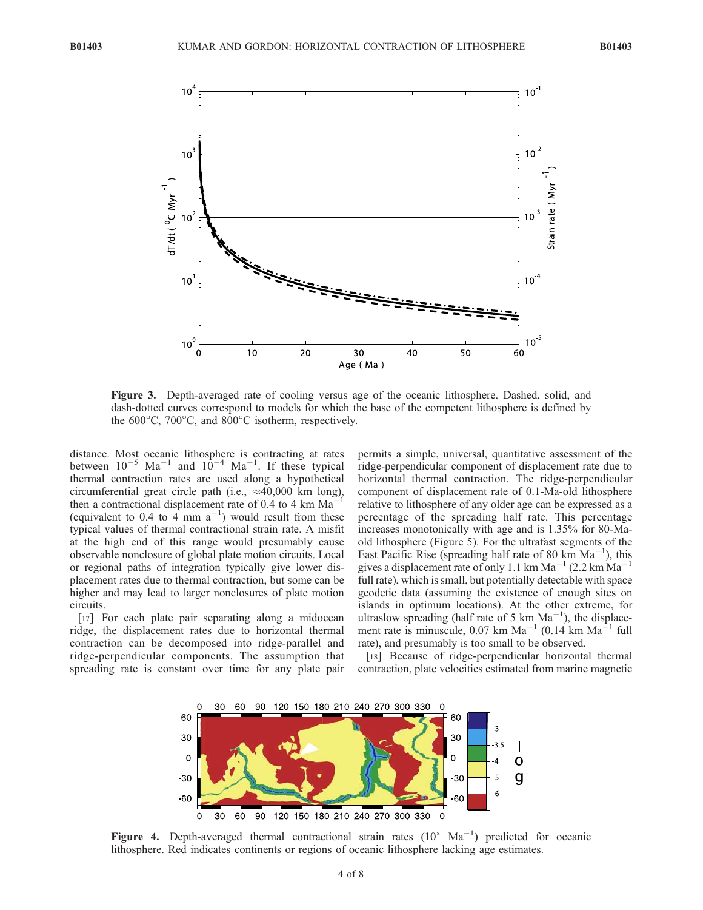Figure 3. Depth-averaged rate of cooling versus age of the oceanic lithosphere. Dashed, solid, and dash-dotted curves correspond to models for which the base of the competent lithosphere is defined by the 600°C, 700°C, and 800°C isotherm, respectively.

distance. Most oceanic lithosphere is contracting at rates between $10^{-5}$ $Ma^{-1}$ and $10^{-4}$ $Ma^{-1}$. If these typical thermal contraction rates are used along a hypothetical circumferential great circle path (i.e., $\approx$40,000 km long), then a contractional displacement rate of 0.4 to 4 km $Ma^{-1}$ (equivalent to 0.4 to 4 mm $a^{-1}$) would result from these typical values of thermal contractional strain rate. A misfit at the high end of this range would presumably cause observable nonclosure of global plate motion circuits. Local or regional paths of integration typically give lower displacement rates due to thermal contraction, but some can be higher and may lead to larger nonclosures of plate motion circuits.

[17] For each plate pair separating along a midocean ridge, the displacement rates due to horizontal thermal contraction can be decomposed into ridge-parallel and ridge-perpendicular components. The assumption that spreading rate is constant over time for any plate pair permits a simple, universal, quantitative assessment of the ridge-perpendicular component of displacement rate due to horizontal thermal contraction. The ridge-perpendicular component of displacement rate of 0.1-Ma-old lithosphere relative to lithosphere of any older age can be expressed as a percentage of the spreading half rate. This percentage increases monotonically with age and is 1.35% for 80-Ma-old lithosphere (Figure 5). For the ultrafast segments of the East Pacific Rise (spreading half rate of 80 km $Ma^{-1}$), this gives a displacement rate of only 1.1 km $Ma^{-1}$ (2.2 km $Ma^{-1}$ full rate), which is small, but potentially detectable with space geodetic data (assuming the existence of enough sites on islands in optimum locations). At the other extreme, for ultraslow spreading (half rate of 5 km $Ma^{-1}$), the displacement rate is minuscule, 0.07 km $Ma^{-1}$ (0.14 km $Ma^{-1}$ full rate), and presumably is too small to be observed.

[18] Because of ridge-perpendicular horizontal thermal contraction, plate velocities estimated from marine magnetic

Figure 4. Depth-averaged thermal contractional strain rates ($10^x$ $Ma^{-1}$) predicted for oceanic lithosphere. Red indicates continents or regions of oceanic lithosphere lacking age estimates.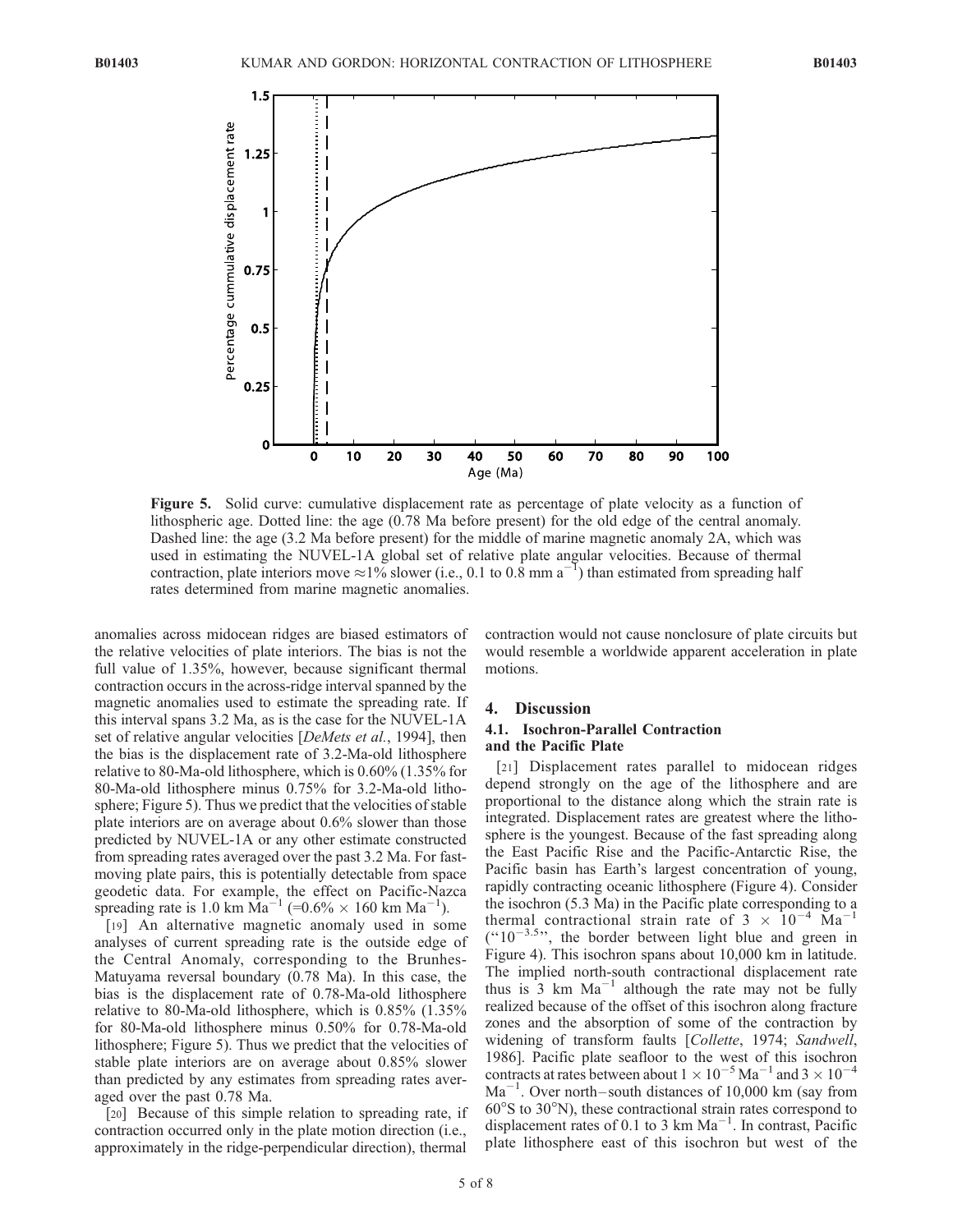**Figure 5.** Solid curve: cumulative displacement rate as percentage of plate velocity as a function of lithospheric age. Dotted line: the age (0.78 Ma before present) for the old edge of the central anomaly. Dashed line: the age (3.2 Ma before present) for the middle of marine magnetic anomaly 2A, which was used in estimating the NUVEL-1A global set of relative plate angular velocities. Because of thermal contraction, plate interiors move ≈1% slower (i.e., 0.1 to 0.8 mm $a^{-1}$) than estimated from spreading half rates determined from marine magnetic anomalies.

anomalies across midocean ridges are biased estimators of the relative velocities of plate interiors. The bias is not the full value of 1.35%, however, because significant thermal contraction occurs in the across-ridge interval spanned by the magnetic anomalies used to estimate the spreading rate. If this interval spans 3.2 Ma, as is the case for the NUVEL-1A set of relative angular velocities [*DeMets et al.*, 1994], then the bias is the displacement rate of 3.2-Ma-old lithosphere relative to 80-Ma-old lithosphere, which is 0.60% (1.35% for 80-Ma-old lithosphere minus 0.75% for 3.2-Ma-old lithosphere; Figure 5). Thus we predict that the velocities of stable plate interiors are on average about 0.6% slower than those predicted by NUVEL-1A or any other estimate constructed from spreading rates averaged over the past 3.2 Ma. For fast-moving plate pairs, this is potentially detectable from space geodetic data. For example, the effect on Pacific-Nazca spreading rate is 1.0 km $\text{Ma}^{-1}$ (=0.6% × 160 km $\text{Ma}^{-1}$).

[19] An alternative magnetic anomaly used in some analyses of current spreading rate is the outside edge of the Central Anomaly, corresponding to the Brunhes-Matuyama reversal boundary (0.78 Ma). In this case, the bias is the displacement rate of 0.78-Ma-old lithosphere relative to 80-Ma-old lithosphere, which is 0.85% (1.35% for 80-Ma-old lithosphere minus 0.50% for 0.78-Ma-old lithosphere; Figure 5). Thus we predict that the velocities of stable plate interiors are on average about 0.85% slower than predicted by any estimates from spreading rates averaged over the past 0.78 Ma.

[20] Because of this simple relation to spreading rate, if contraction occurred only in the plate motion direction (i.e., approximately in the ridge-perpendicular direction), thermal contraction would not cause nonclosure of plate circuits but would resemble a worldwide apparent acceleration in plate motions.

## 4. Discussion

### 4.1. Isochron-Parallel Contraction and the Pacific Plate

[21] Displacement rates parallel to midocean ridges depend strongly on the age of the lithosphere and are proportional to the distance along which the strain rate is integrated. Displacement rates are greatest where the lithosphere is the youngest. Because of the fast spreading along the East Pacific Rise and the Pacific-Antarctic Rise, the Pacific basin has Earth's largest concentration of young, rapidly contracting oceanic lithosphere (Figure 4). Consider the isochron (5.3 Ma) in the Pacific plate corresponding to a thermal contractional strain rate of $3 \times 10^{-4}$ $\text{Ma}^{-1}$ ("$10^{-3.5}$", the border between light blue and green in Figure 4). This isochron spans about 10,000 km in latitude. The implied north-south contractional displacement rate thus is 3 km $\text{Ma}^{-1}$ although the rate may not be fully realized because of the offset of this isochron along fracture zones and the absorption of some of the contraction by widening of transform faults [*Collette*, 1974; *Sandwell*, 1986]. Pacific plate seafloor to the west of this isochron contracts at rates between about $1 \times 10^{-5}$ $\text{Ma}^{-1}$ and $3 \times 10^{-4}$ $\text{Ma}^{-1}$. Over north–south distances of 10,000 km (say from 60°S to 30°N), these contractional strain rates correspond to displacement rates of 0.1 to 3 km $\text{Ma}^{-1}$. In contrast, Pacific plate lithosphere east of this isochron but west of the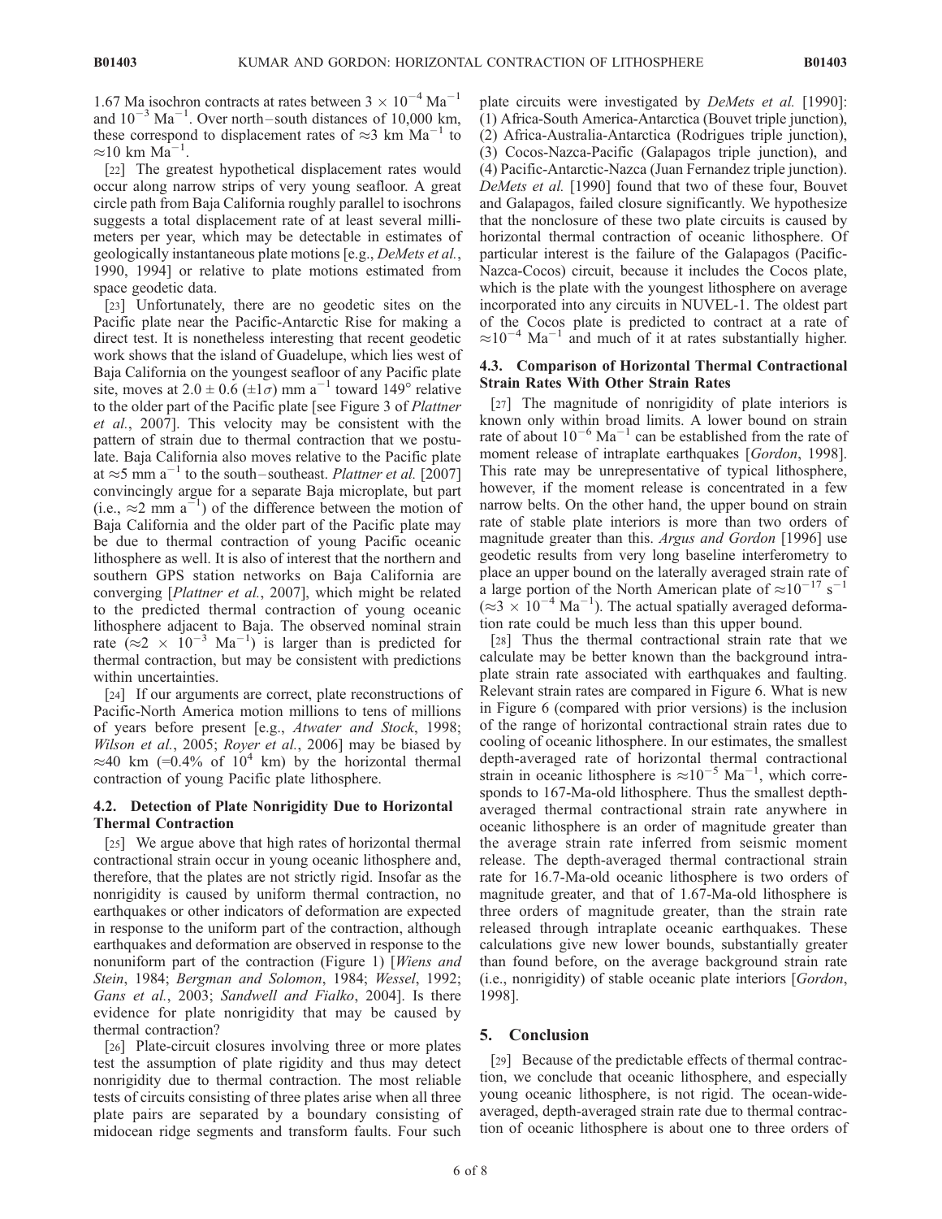1.67 Ma isochron contracts at rates between $3 \times 10^{-4}$ Ma$^{-1}$ and $10^{-3}$ Ma$^{-1}$. Over north–south distances of 10,000 km, these correspond to displacement rates of $\approx$3 km Ma$^{-1}$ to $\approx$10 km Ma$^{-1}$.

[22] The greatest hypothetical displacement rates would occur along narrow strips of very young seafloor. A great circle path from Baja California roughly parallel to isochrons suggests a total displacement rate of at least several millimeters per year, which may be detectable in estimates of geologically instantaneous plate motions [e.g., *DeMets et al.*, 1990, 1994] or relative to plate motions estimated from space geodetic data.

[23] Unfortunately, there are no geodetic sites on the Pacific plate near the Pacific-Antarctic Rise for making a direct test. It is nonetheless interesting that recent geodetic work shows that the island of Guadelupe, which lies west of Baja California on the youngest seafloor of any Pacific plate site, moves at $2.0 \pm 0.6$ ($\pm 1\sigma$) mm a$^{-1}$ toward 149° relative to the older part of the Pacific plate [see Figure 3 of *Plattner et al.*, 2007]. This velocity may be consistent with the pattern of strain due to thermal contraction that we postulate. Baja California also moves relative to the Pacific plate at $\approx$5 mm a$^{-1}$ to the south–southeast. *Plattner et al.* [2007] convincingly argue for a separate Baja microplate, but part (i.e., $\approx$2 mm a$^{-1}$) of the difference between the motion of Baja California and the older part of the Pacific plate may be due to thermal contraction of young Pacific oceanic lithosphere as well. It is also of interest that the northern and southern GPS station networks on Baja California are converging [*Plattner et al.*, 2007], which might be related to the predicted thermal contraction of young oceanic lithosphere adjacent to Baja. The observed nominal strain rate ($\approx 2 \times 10^{-3}$ Ma$^{-1}$) is larger than is predicted for thermal contraction, but may be consistent with predictions within uncertainties.

[24] If our arguments are correct, plate reconstructions of Pacific-North America motion millions to tens of millions of years before present [e.g., *Atwater and Stock*, 1998; *Wilson et al.*, 2005; *Royer et al.*, 2006] may be biased by $\approx$40 km (=0.4% of $10^4$ km) by the horizontal thermal contraction of young Pacific plate lithosphere.

### 4.2. Detection of Plate Nonrigidity Due to Horizontal Thermal Contraction

[25] We argue above that high rates of horizontal thermal contractional strain occur in young oceanic lithosphere and, therefore, that the plates are not strictly rigid. Insofar as the nonrigidity is caused by uniform thermal contraction, no earthquakes or other indicators of deformation are expected in response to the uniform part of the contraction, although earthquakes and deformation are observed in response to the nonuniform part of the contraction (Figure 1) [*Wiens and Stein*, 1984; *Bergman and Solomon*, 1984; *Wessel*, 1992; *Gans et al.*, 2003; *Sandwell and Fialko*, 2004]. Is there evidence for plate nonrigidity that may be caused by thermal contraction?

[26] Plate-circuit closures involving three or more plates test the assumption of plate rigidity and thus may detect nonrigidity due to thermal contraction. The most reliable tests of circuits consisting of three plates arise when all three plate pairs are separated by a boundary consisting of midocean ridge segments and transform faults. Four such plate circuits were investigated by *DeMets et al.* [1990]: (1) Africa-South America-Antarctica (Bouvet triple junction), (2) Africa-Australia-Antarctica (Rodrigues triple junction), (3) Cocos-Nazca-Pacific (Galapagos triple junction), and (4) Pacific-Antarctic-Nazca (Juan Fernandez triple junction). *DeMets et al.* [1990] found that two of these four, Bouvet and Galapagos, failed closure significantly. We hypothesize that the nonclosure of these two plate circuits is caused by horizontal thermal contraction of oceanic lithosphere. Of particular interest is the failure of the Galapagos (Pacific-Nazca-Cocos) circuit, because it includes the Cocos plate, which is the plate with the youngest lithosphere on average incorporated into any circuits in NUVEL-1. The oldest part of the Cocos plate is predicted to contract at a rate of $\approx 10^{-4}$ Ma$^{-1}$ and much of it at rates substantially higher.

### 4.3. Comparison of Horizontal Thermal Contractional Strain Rates With Other Strain Rates

[27] The magnitude of nonrigidity of plate interiors is known only within broad limits. A lower bound on strain rate of about $10^{-6}$ Ma$^{-1}$ can be established from the rate of moment release of intraplate earthquakes [*Gordon*, 1998]. This rate may be unrepresentative of typical lithosphere, however, if the moment release is concentrated in a few narrow belts. On the other hand, the upper bound on strain rate of stable plate interiors is more than two orders of magnitude greater than this. *Argus and Gordon* [1996] use geodetic results from very long baseline interferometry to place an upper bound on the laterally averaged strain rate of a large portion of the North American plate of $\approx 10^{-17}$ s$^{-1}$ ($\approx 3 \times 10^{-4}$ Ma$^{-1}$). The actual spatially averaged deformation rate could be much less than this upper bound.

[28] Thus the thermal contractional strain rate that we calculate may be better known than the background intraplate strain rate associated with earthquakes and faulting. Relevant strain rates are compared in Figure 6. What is new in Figure 6 (compared with prior versions) is the inclusion of the range of horizontal contractional strain rates due to cooling of oceanic lithosphere. In our estimates, the smallest depth-averaged rate of horizontal thermal contractional strain in oceanic lithosphere is $\approx 10^{-5}$ Ma$^{-1}$, which corresponds to 167-Ma-old lithosphere. Thus the smallest depth-averaged thermal contractional strain rate anywhere in oceanic lithosphere is an order of magnitude greater than the average strain rate inferred from seismic moment release. The depth-averaged thermal contractional strain rate for 16.7-Ma-old oceanic lithosphere is two orders of magnitude greater, and that of 1.67-Ma-old lithosphere is three orders of magnitude greater, than the strain rate released through intraplate oceanic earthquakes. These calculations give new lower bounds, substantially greater than found before, on the average background strain rate (i.e., nonrigidity) of stable oceanic plate interiors [*Gordon*, 1998].

## 5. Conclusion

[29] Because of the predictable effects of thermal contraction, we conclude that oceanic lithosphere, and especially young oceanic lithosphere, is not rigid. The ocean-wide-averaged, depth-averaged strain rate due to thermal contraction of oceanic lithosphere is about one to three orders of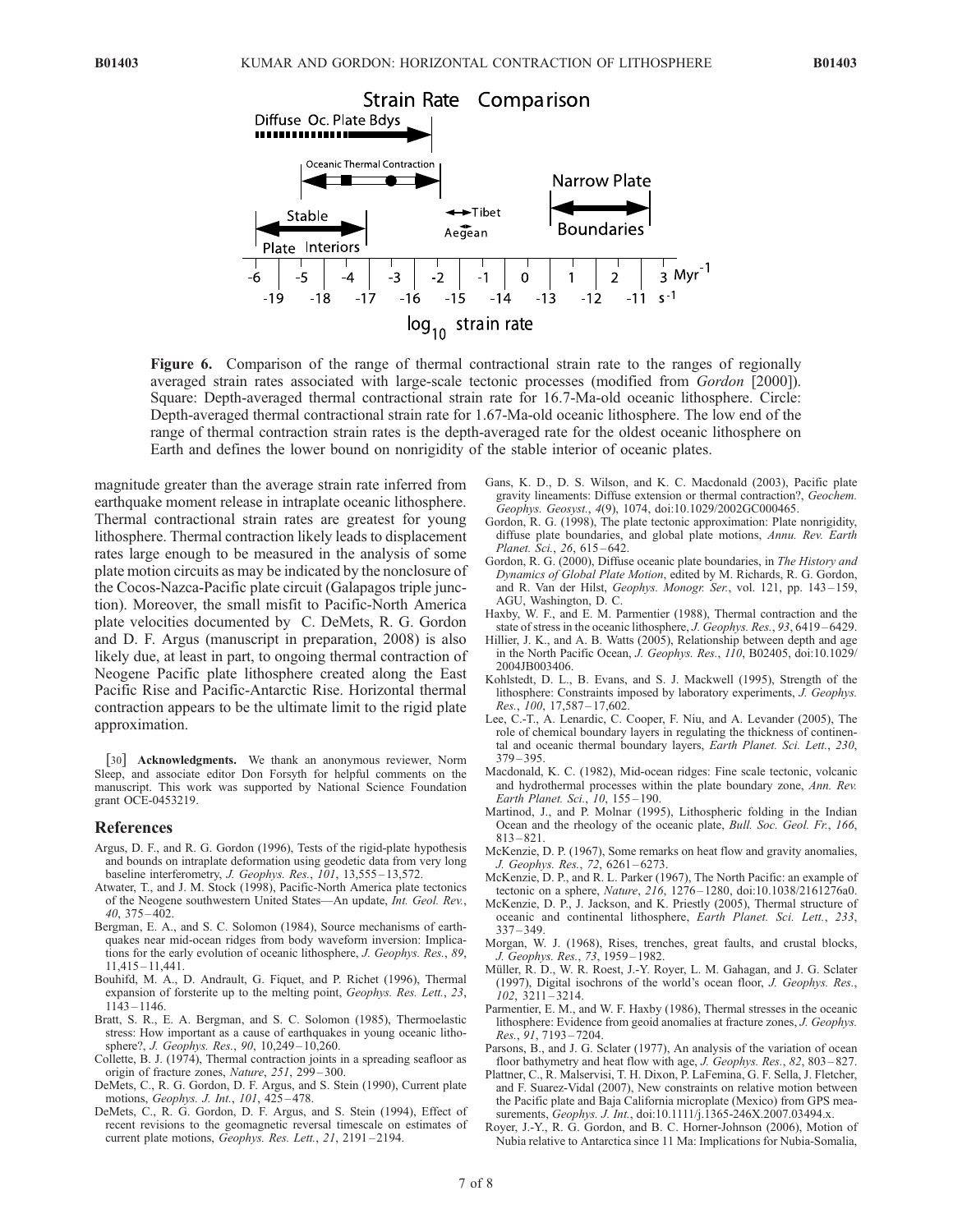**Figure 6.** Comparison of the range of thermal contractional strain rate to the ranges of regionally averaged strain rates associated with large-scale tectonic processes (modified from *Gordon* [2000]). Square: Depth-averaged thermal contractional strain rate for 16.7-Ma-old oceanic lithosphere. Circle: Depth-averaged thermal contractional strain rate for 1.67-Ma-old oceanic lithosphere. The low end of the range of thermal contraction strain rates is the depth-averaged rate for the oldest oceanic lithosphere on Earth and defines the lower bound on nonrigidity of the stable interior of oceanic plates.

magnitude greater than the average strain rate inferred from earthquake moment release in intraplate oceanic lithosphere. Thermal contractional strain rates are greatest for young lithosphere. Thermal contraction likely leads to displacement rates large enough to be measured in the analysis of some plate motion circuits as may be indicated by the nonclosure of the Cocos-Nazca-Pacific plate circuit (Galapagos triple junction). Moreover, the small misfit to Pacific-North America plate velocities documented by C. DeMets, R. G. Gordon and D. F. Argus (manuscript in preparation, 2008) is also likely due, at least in part, to ongoing thermal contraction of Neogene Pacific plate lithosphere created along the East Pacific Rise and Pacific-Antarctic Rise. Horizontal thermal contraction appears to be the ultimate limit to the rigid plate approximation.

[30] **Acknowledgments.** We thank an anonymous reviewer, Norm Sleep, and associate editor Don Forsyth for helpful comments on the manuscript. This work was supported by National Science Foundation grant OCE-0453219.

## References

Argus, D. F., and R. G. Gordon (1996), Tests of the rigid-plate hypothesis and bounds on intraplate deformation using geodetic data from very long baseline interferometry, *J. Geophys. Res.*, *101*, 13,555–13,572.

Atwater, T., and J. M. Stock (1998), Pacific-North America plate tectonics of the Neogene southwestern United States—An update, *Int. Geol. Rev.*, *40*, 375–402.

Bergman, E. A., and S. C. Solomon (1984), Source mechanisms of earthquakes near mid-ocean ridges from body waveform inversion: Implications for the early evolution of oceanic lithosphere, *J. Geophys. Res.*, *89*, 11,415–11,441.

Bouhifd, M. A., D. Andrault, G. Fiquet, and P. Richet (1996), Thermal expansion of forsterite up to the melting point, *Geophys. Res. Lett.*, *23*, 1143–1146.

Bratt, S. R., E. A. Bergman, and S. C. Solomon (1985), Thermoelastic stress: How important as a cause of earthquakes in young oceanic lithosphere?, *J. Geophys. Res.*, *90*, 10,249–10,260.

Collette, B. J. (1974), Thermal contraction joints in a spreading seafloor as origin of fracture zones, *Nature*, *251*, 299–300.

DeMets, C., R. G. Gordon, D. F. Argus, and S. Stein (1990), Current plate motions, *Geophys. J. Int.*, *101*, 425–478.

DeMets, C., R. G. Gordon, D. F. Argus, and S. Stein (1994), Effect of recent revisions to the geomagnetic reversal timescale on estimates of current plate motions, *Geophys. Res. Lett.*, *21*, 2191–2194.

Gans, K. D., D. S. Wilson, and K. C. Macdonald (2003), Pacific plate gravity lineaments: Diffuse extension or thermal contraction?, *Geochem. Geophys. Geosyst.*, *4*(9), 1074, doi:10.1029/2002GC000465.

Gordon, R. G. (1998), The plate tectonic approximation: Plate nonrigidity, diffuse plate boundaries, and global plate motions, *Annu. Rev. Earth Planet. Sci.*, *26*, 615–642.

Gordon, R. G. (2000), Diffuse oceanic plate boundaries, in *The History and Dynamics of Global Plate Motion*, edited by M. Richards, R. G. Gordon, and R. Van der Hilst, *Geophys. Monogr. Ser.*, vol. 121, pp. 143–159, AGU, Washington, D. C.

Haxby, W. F., and E. M. Parmentier (1988), Thermal contraction and the state of stress in the oceanic lithosphere, *J. Geophys. Res.*, *93*, 6419–6429.

Hillier, J. K., and A. B. Watts (2005), Relationship between depth and age in the North Pacific Ocean, *J. Geophys. Res.*, *110*, B02405, doi:10.1029/2004JB003406.

Kohlstedt, D. L., B. Evans, and S. J. Mackwell (1995), Strength of the lithosphere: Constraints imposed by laboratory experiments, *J. Geophys. Res.*, *100*, 17,587–17,602.

Lee, C.-T., A. Lenardic, C. Cooper, F. Niu, and A. Levander (2005), The role of chemical boundary layers in regulating the thickness of continental and oceanic thermal boundary layers, *Earth Planet. Sci. Lett.*, *230*, 379–395.

Macdonald, K. C. (1982), Mid-ocean ridges: Fine scale tectonic, volcanic and hydrothermal processes within the plate boundary zone, *Ann. Rev. Earth Planet. Sci.*, *10*, 155–190.

Martinod, J., and P. Molnar (1995), Lithospheric folding in the Indian Ocean and the rheology of the oceanic plate, *Bull. Soc. Geol. Fr.*, *166*, 813–821.

McKenzie, D. P. (1967), Some remarks on heat flow and gravity anomalies, *J. Geophys. Res.*, *72*, 6261–6273.

McKenzie, D. P., and R. L. Parker (1967), The North Pacific: an example of tectonic on a sphere, *Nature*, *216*, 1276–1280, doi:10.1038/2161276a0.

McKenzie, D. P., J. Jackson, and K. Priestly (2005), Thermal structure of oceanic and continental lithosphere, *Earth Planet. Sci. Lett.*, *233*, 337–349.

Morgan, W. J. (1968), Rises, trenches, great faults, and crustal blocks, *J. Geophys. Res.*, *73*, 1959–1982.

Müller, R. D., W. R. Roest, J.-Y. Royer, L. M. Gahagan, and J. G. Sclater (1997), Digital isochrons of the world's ocean floor, *J. Geophys. Res.*, *102*, 3211–3214.

Parmentier, E. M., and W. F. Haxby (1986), Thermal stresses in the oceanic lithosphere: Evidence from geoid anomalies at fracture zones, *J. Geophys. Res.*, *91*, 7193–7204.

Parsons, B., and J. G. Sclater (1977), An analysis of the variation of ocean floor bathymetry and heat flow with age, *J. Geophys. Res.*, *82*, 803–827.

Plattner, C., R. Malservisi, T. H. Dixon, P. LaFemina, G. F. Sella, J. Fletcher, and F. Suarez-Vidal (2007), New constraints on relative motion between the Pacific plate and Baja California microplate (Mexico) from GPS measurements, *Geophys. J. Int.*, doi:10.1111/j.1365-246X.2007.03494.x.

Royer, J.-Y., R. G. Gordon, and B. C. Horner-Johnson (2006), Motion of Nubia relative to Antarctica since 11 Ma: Implications for Nubia-Somalia,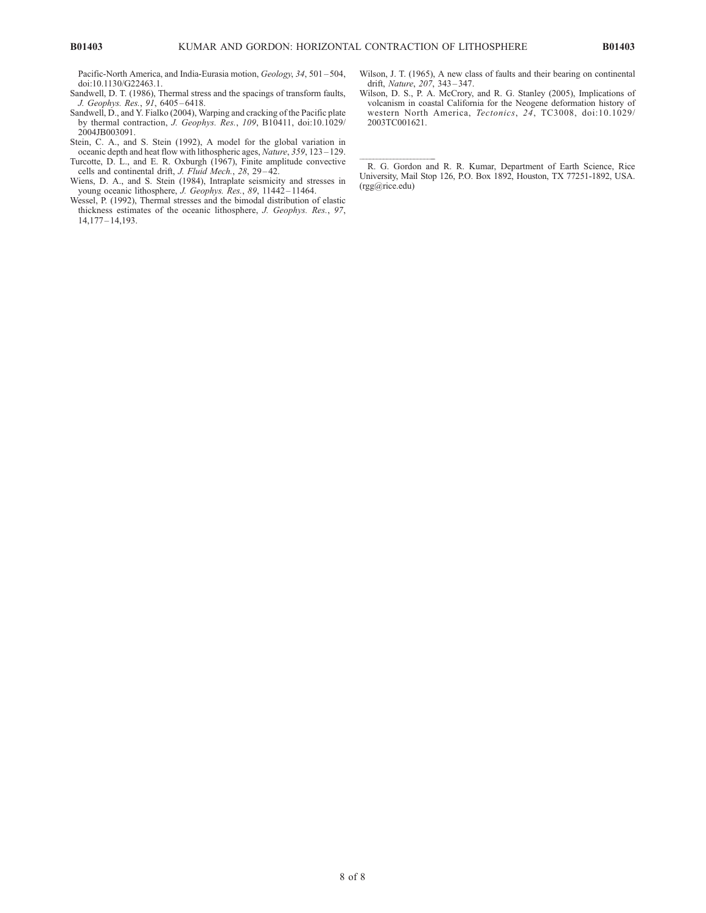Pacific-North America, and India-Eurasia motion, *Geology*, *34*, 501–504, doi:10.1130/G22463.1.

Sandwell, D. T. (1986), Thermal stress and the spacings of transform faults, *J. Geophys. Res.*, *91*, 6405–6418.

Sandwell, D., and Y. Fialko (2004), Warping and cracking of the Pacific plate by thermal contraction, *J. Geophys. Res.*, *109*, B10411, doi:10.1029/2004JB003091.

Stein, C. A., and S. Stein (1992), A model for the global variation in oceanic depth and heat flow with lithospheric ages, *Nature*, *359*, 123–129.

Turcotte, D. L., and E. R. Oxburgh (1967), Finite amplitude convective cells and continental drift, *J. Fluid Mech.*, *28*, 29–42.

Wiens, D. A., and S. Stein (1984), Intraplate seismicity and stresses in young oceanic lithosphere, *J. Geophys. Res.*, *89*, 11442–11464.

Wessel, P. (1992), Thermal stresses and the bimodal distribution of elastic thickness estimates of the oceanic lithosphere, *J. Geophys. Res.*, *97*, 14,177–14,193.

Wilson, J. T. (1965), A new class of faults and their bearing on continental drift, *Nature*, *207*, 343–347.

Wilson, D. S., P. A. McCrory, and R. G. Stanley (2005), Implications of volcanism in coastal California for the Neogene deformation history of western North America, *Tectonics*, *24*, TC3008, doi:10.1029/2003TC001621.

---

R. G. Gordon and R. R. Kumar, Department of Earth Science, Rice University, Mail Stop 126, P.O. Box 1892, Houston, TX 77251-1892, USA. (rgg@rice.edu)